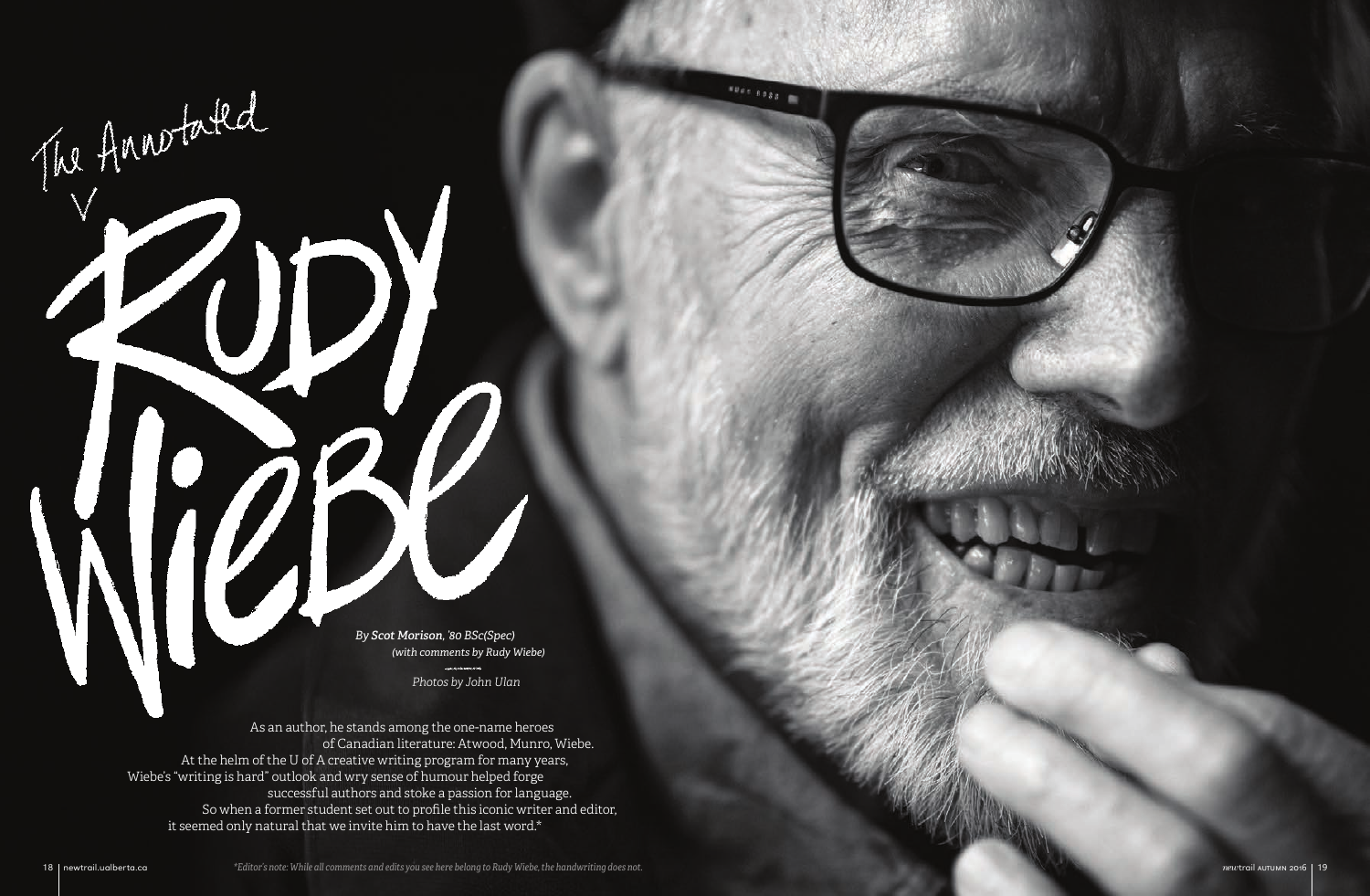# *The Annotated* Rudy Wiebe

*By* ***Scot Morison****, '80 BSc(Spec)*
*(with comments by Rudy Wiebe)*

*Photos by John Ulan*

As an author, he stands among the one-name heroes of Canadian literature: Atwood, Munro, Wiebe. At the helm of the U of A creative writing program for many years, Wiebe's "writing is hard" outlook and wry sense of humour helped forge successful authors and stoke a passion for language. So when a former student set out to profile this iconic writer and editor, it seemed only natural that we invite him to have the last word.*

*\*Editor's note: While all comments and edits you see here belong to Rudy Wiebe, the handwriting does not.*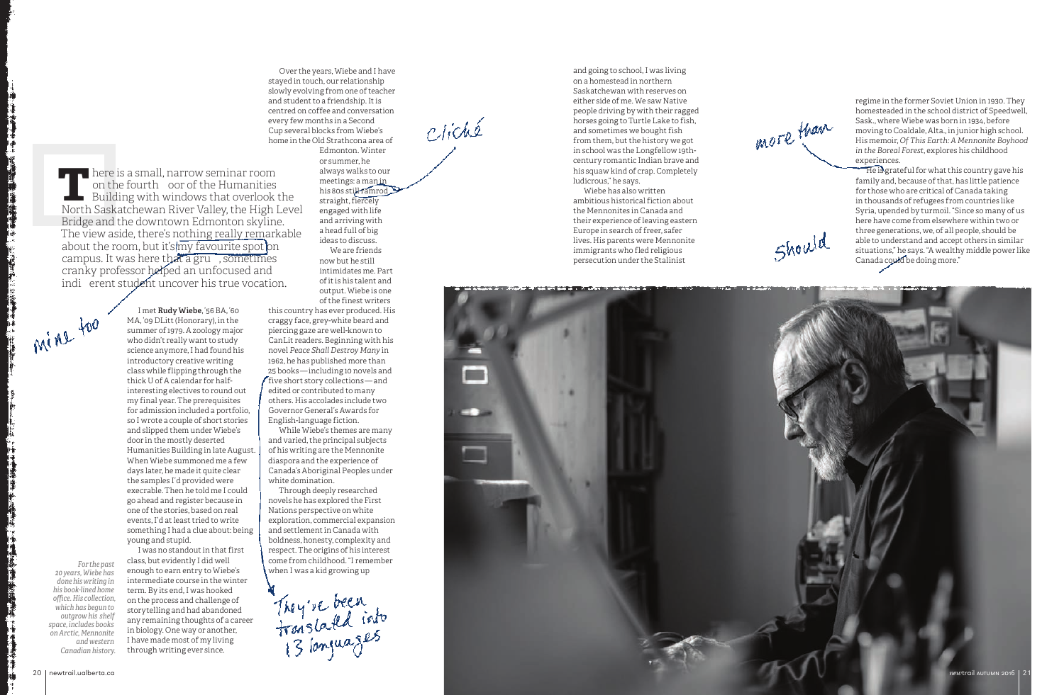There is a small, narrow seminar room on the fourth oor of the Humanities Building with windows that overlook the North Saskatchewan River Valley, the High Level Bridge and the downtown Edmonton skyline. The view aside, there's nothing really remarkable about the room, but it's my favourite spot on campus. It was here that a gru , sometimes cranky professor helped an unfocused and indi erent student uncover his true vocation.

I met **Rudy Wiebe**, '56 BA, '60 MA, '09 DLitt (Honorary), in the summer of 1979. A zoology major who didn't really want to study science anymore, I had found his introductory creative writing class while flipping through the thick U of A calendar for half-interesting electives to round out my final year. The prerequisites for admission included a portfolio, so I wrote a couple of short stories and slipped them under Wiebe's door in the mostly deserted Humanities Building in late August. When Wiebe summoned me a few days later, he made it quite clear the samples I'd provided were execrable. Then he told me I could go ahead and register because in one of the stories, based on real events, I'd at least tried to write something I had a clue about: being young and stupid.

I was no standout in that first class, but evidently I did well enough to earn entry to Wiebe's intermediate course in the winter term. By its end, I was hooked on the process and challenge of storytelling and had abandoned any remaining thoughts of a career in biology. One way or another, I have made most of my living through writing ever since.

Over the years, Wiebe and I have stayed in touch, our relationship slowly evolving from one of teacher and student to a friendship. It is centred on coffee and conversation every few months in a Second Cup several blocks from Wiebe's home in the Old Strathcona area of Edmonton. Winter or summer, he always walks to our meetings: a man in his 80s still ramrod straight, fiercely engaged with life and arriving with a head full of big ideas to discuss.

We are friends now but he still intimidates me. Part of it is his talent and output. Wiebe is one of the finest writers this country has ever produced. His craggy face, grey-white beard and piercing gaze are well-known to CanLit readers. Beginning with his novel *Peace Shall Destroy Many* in 1962, he has published more than 25 books — including 10 novels and five short story collections — and edited or contributed to many others. His accolades include two Governor General's Awards for English-language fiction.

While Wiebe's themes are many and varied, the principal subjects of his writing are the Mennonite diaspora and the experience of Canada's Aboriginal Peoples under white domination.

Through deeply researched novels he has explored the First Nations perspective on white exploration, commercial expansion and settlement in Canada with boldness, honesty, complexity and respect. The origins of his interest come from childhood. "I remember when I was a kid growing up and going to school, I was living on a homestead in northern Saskatchewan with reserves on either side of me. We saw Native people driving by with their ragged horses going to Turtle Lake to fish, and sometimes we bought fish from them, but the history we got in school was the Longfellow 19th-century romantic Indian brave and his squaw kind of crap. Completely ludicrous," he says.

Wiebe has also written ambitious historical fiction about the Mennonites in Canada and their experience of leaving eastern Europe in search of freer, safer lives. His parents were Mennonite immigrants who fled religious persecution under the Stalinist regime in the former Soviet Union in 1930. They homesteaded in the school district of Speedwell, Sask., where Wiebe was born in 1934, before moving to Coaldale, Alta., in junior high school. His memoir, *Of This Earth: A Mennonite Boyhood in the Boreal Forest*, explores his childhood experiences.

He is grateful for what this country gave his family and, because of that, has little patience for those who are critical of Canada taking in thousands of refugees from countries like Syria, upended by turmoil. "Since so many of us here have come from elsewhere within two or three generations, we, of all people, should be able to understand and accept others in similar situations," he says. "A wealthy middle power like Canada could be doing more."

*For the past 20 years, Wiebe has done his writing in his book-lined home office. His collection, which has begun to outgrow his shelf space, includes books on Arctic, Mennonite and western Canadian history.*

mine too

Cliché

They've been translated into 13 languages

more than

should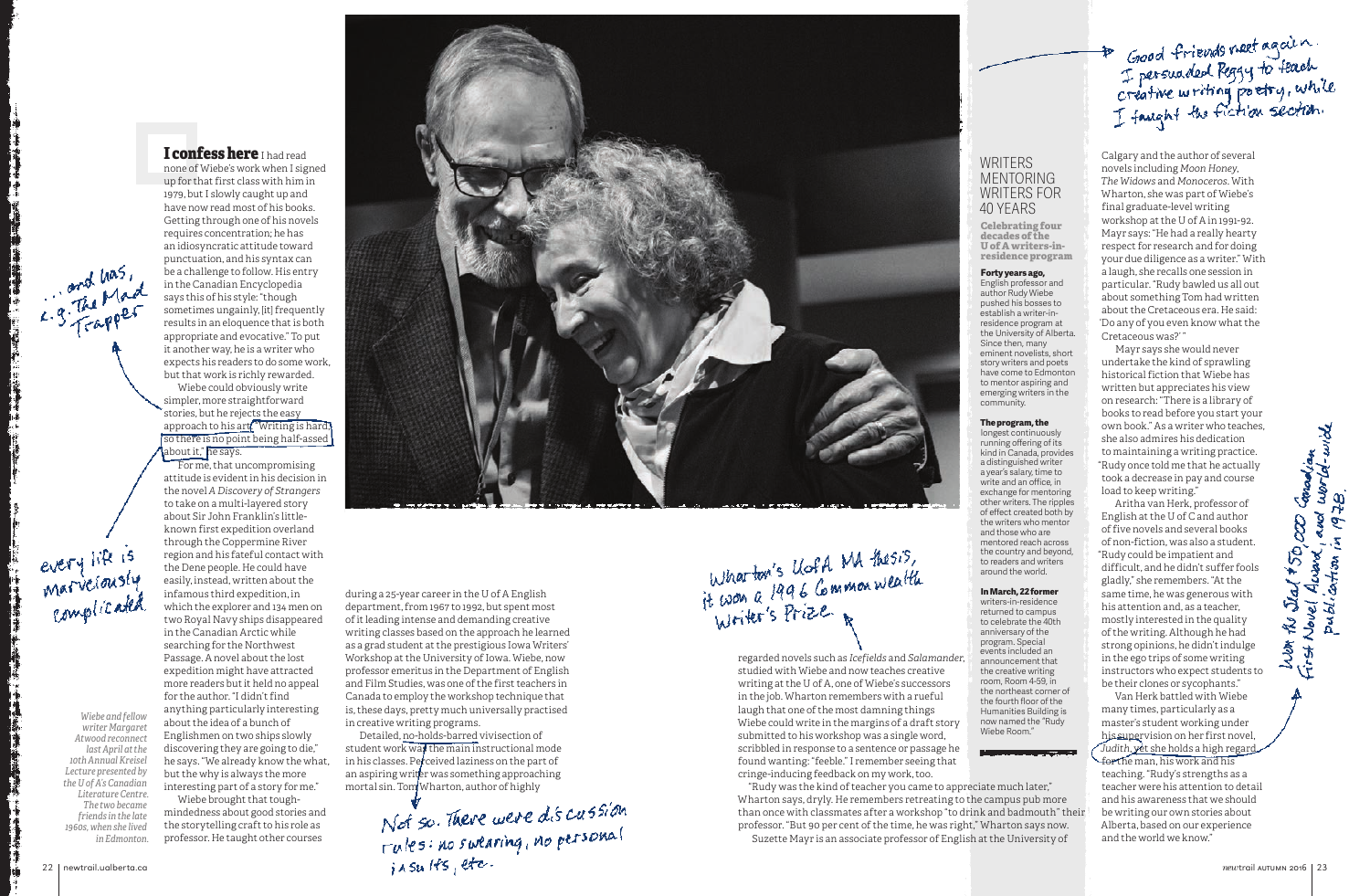**I confess here** I had read none of Wiebe's work when I signed up for that first class with him in 1979, but I slowly caught up and have now read most of his books. Getting through one of his novels requires concentration; he has an idiosyncratic attitude toward punctuation, and his syntax can be a challenge to follow. His entry in the Canadian Encyclopedia says this of his style: "though sometimes ungainly, [it] frequently results in an eloquence that is both appropriate and evocative." To put it another way, he is a writer who expects his readers to do some work, but that work is richly rewarded.

Wiebe could obviously write simpler, more straightforward stories, but he rejects the easy approach to his art. "Writing is hard, so there is no point being half-assed about it," he says.

For me, that uncompromising attitude is evident in his decision in the novel *A Discovery of Strangers* to take on a multi-layered story about Sir John Franklin's little-known first expedition overland through the Coppermine River region and his fateful contact with the Dene people. He could have easily, instead, written about the infamous third expedition, in which the explorer and 134 men on two Royal Navy ships disappeared in the Canadian Arctic while searching for the Northwest Passage. A novel about the lost expedition might have attracted more readers but it held no appeal for the author. "I didn't find anything particularly interesting about the idea of a bunch of Englishmen on two ships slowly discovering they are going to die," he says. "We already know the what, but the why is always the more interesting part of a story for me."

Wiebe brought that tough-mindedness about good stories and the storytelling craft to his role as professor. He taught other courses during a 25-year career in the U of A English department, from 1967 to 1992, but spent most of it leading intense and demanding creative writing classes based on the approach he learned as a grad student at the prestigious Iowa Writers' Workshop at the University of Iowa. Wiebe, now professor emeritus in the Department of English and Film Studies, was one of the first teachers in Canada to employ the workshop technique that is, these days, pretty much universally practised in creative writing programs.

Detailed, no-holds-barred vivisection of student work was the main instructional mode in his classes. Perceived laziness on the part of an aspiring writer was something approaching mortal sin. Tom Wharton, author of highly regarded novels such as *Icefields* and *Salamander*, studied with Wiebe and now teaches creative writing at the U of A, one of Wiebe's successors in the job. Wharton recalls with a rueful laugh that one of the most damning things Wiebe could write in the margins of a draft story submitted to his workshop was a single word, scribbled in response to a sentence or passage he found wanting: "feeble." I remember seeing that cringe-inducing feedback on my work, too.

"Rudy was the kind of teacher you came to appreciate much later," Wharton says, dryly. He remembers retreating to the campus pub more than once with classmates after a workshop "to drink and badmouth" their professor. "But 90 per cent of the time, he was right," Wharton says now.

Suzette Mayr is an associate professor of English at the University of Calgary and the author of several novels including *Moon Honey*, *The Widows* and *Monoceros*. With Wharton, she was part of Wiebe's final graduate-level writing workshop at the U of A in 1991-92. Mayr says: "He had a really hearty respect for research and for doing your due diligence as a writer." With a laugh, she recalls one session in particular. "Rudy bawled us all out about something Tom had written about the Cretaceous era. He said: 'Do any of you even know what the Cretaceous was?'"

Mayr says she would never undertake the kind of sprawling historical fiction that Wiebe has written but appreciates his view on research: "There is a library of books to read before you start your own book." As a writer who teaches, she also admires his dedication to maintaining a writing practice. "Rudy once told me that he actually took a decrease in pay and course load to keep writing."

Aritha van Herk, professor of English at the U of C and author of five novels and several books of non-fiction, was also a student. "Rudy could be impatient and difficult, and he didn't suffer fools gladly," she remembers. "At the same time, he was generous with his attention and, as a teacher, mostly interested in the quality of the writing. Although he had strong opinions, he didn't indulge in the ego trips of some writing instructors who expect students to be their clones or sycophants."

Van Herk battled with Wiebe many times, particularly as a master's student working under his supervision on her first novel, *Judith*, yet she holds a high regard for the man, his work and his teaching. "Rudy's strengths as a teacher were his attention to detail and his awareness that we should be writing our own stories about Alberta, based on our experience and the world we know."

*Wiebe and fellow writer Margaret Atwood reconnect last April at the 10th Annual Kreisel Lecture presented by the U of A's Canadian Literature Centre. The two became friends in the late 1960s, when she lived in Edmonton.*

## WRITERS MENTORING WRITERS FOR 40 YEARS

**Celebrating four decades of the U of A writers-in-residence program**

**Forty years ago,** English professor and author Rudy Wiebe pushed his bosses to establish a writer-in-residence program at the University of Alberta. Since then, many eminent novelists, short story writers and poets have come to Edmonton to mentor aspiring and emerging writers in the community.

**The program, the** longest continuously running offering of its kind in Canada, provides a distinguished writer a year's salary, time to write and an office, in exchange for mentoring other writers. The ripples of effect created both by the writers who mentor and those who are mentored reach across the country and beyond, to readers and writers around the world.

**In March, 22 former** writers-in-residence returned to campus to celebrate the 40th anniversary of the program. Special events included an announcement that the creative writing room, Room 4-59, in the northeast corner of the fourth floor of the Humanities Building is now named the "Rudy Wiebe Room."

*Handwritten annotations:*

- ... and has, e.g. The Mad Trapper
- every life is marvelously complicated
- Not so. There were discussion rules: no swearing, no personal insults, etc.
- Wharton's U of A MA thesis, it won a 1996 Commonwealth Writer's Prize.
- Good friends meet again. I persuaded Peggy to teach creative writing poetry, while I taught the fiction section.
- Won the Seal $50,000 Canadian First Novel Award, and world-wide publication in 1978.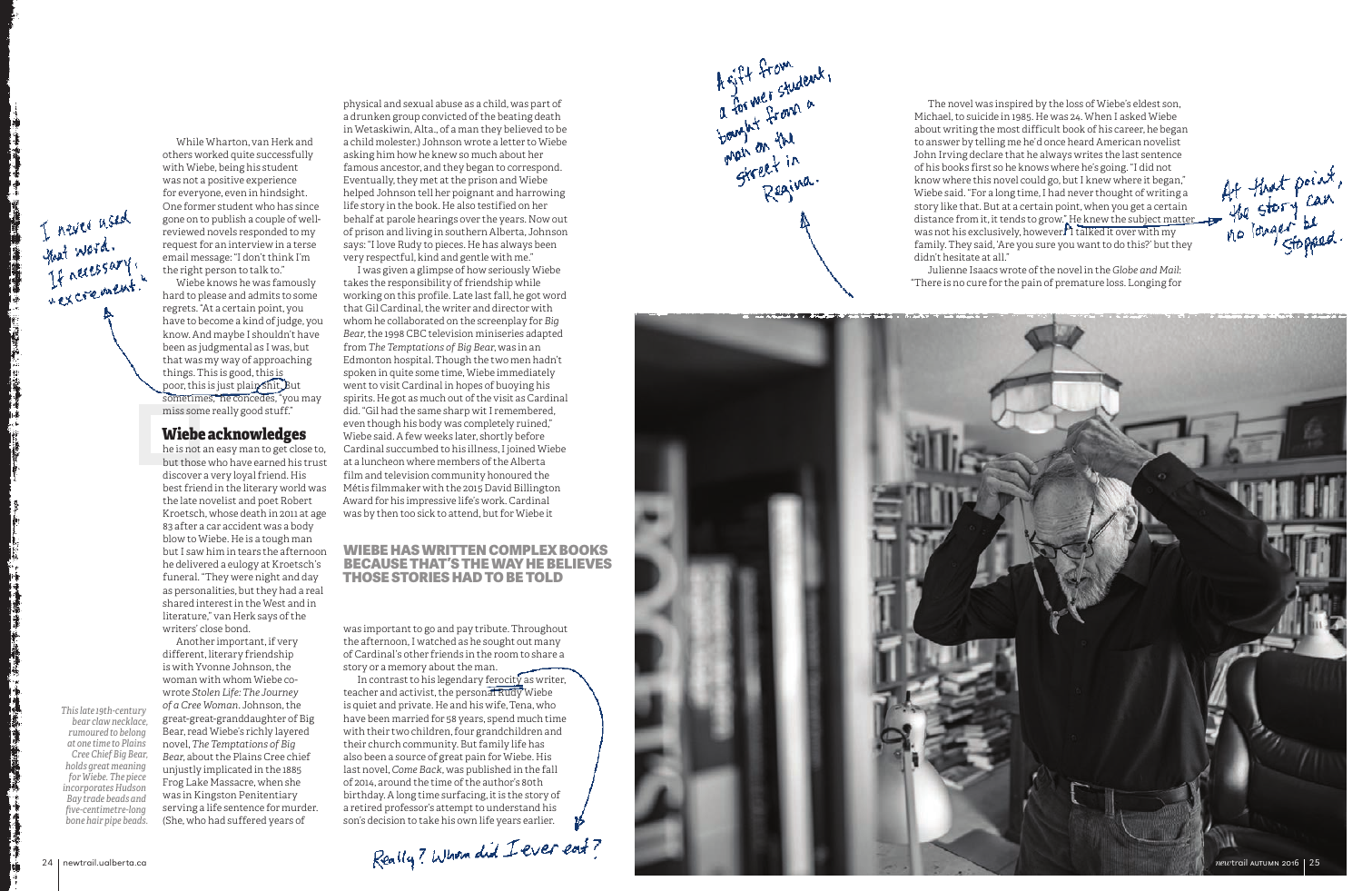While Wharton, van Herk and others worked quite successfully with Wiebe, being his student was not a positive experience for everyone, even in hindsight. One former student who has since gone on to publish a couple of well-reviewed novels responded to my request for an interview in a terse email message: "I don't think I'm the right person to talk to."

Wiebe knows he was famously hard to please and admits to some regrets. "At a certain point, you have to become a kind of judge, you know. And maybe I shouldn't have been as judgmental as I was, but that was my way of approaching things. This is good, this is poor, this is just plain shit. But sometimes," he concedes, "you may miss some really good stuff."

I never used that word. If necessary, "excrement."

## Wiebe acknowledges

he is not an easy man to get close to, but those who have earned his trust discover a very loyal friend. His best friend in the literary world was the late novelist and poet Robert Kroetsch, whose death in 2011 at age 83 after a car accident was a body blow to Wiebe. He is a tough man but I saw him in tears the afternoon he delivered a eulogy at Kroetsch's funeral. "They were night and day as personalities, but they had a real shared interest in the West and in literature," van Herk says of the writers' close bond.

Another important, if very different, literary friendship is with Yvonne Johnson, the woman with whom Wiebe co-wrote *Stolen Life: The Journey of a Cree Woman*. Johnson, the great-great-granddaughter of Big Bear, read Wiebe's richly layered novel, *The Temptations of Big Bear*, about the Plains Cree chief unjustly implicated in the 1885 Frog Lake Massacre, when she was in Kingston Penitentiary serving a life sentence for murder. (She, who had suffered years of physical and sexual abuse as a child, was part of a drunken group convicted of the beating death in Wetaskiwin, Alta., of a man they believed to be a child molester.) Johnson wrote a letter to Wiebe asking him how he knew so much about her famous ancestor, and they began to correspond. Eventually, they met at the prison and Wiebe helped Johnson tell her poignant and harrowing life story in the book. He also testified on her behalf at parole hearings over the years. Now out of prison and living in southern Alberta, Johnson says: "I love Rudy to pieces. He has always been very respectful, kind and gentle with me."

I was given a glimpse of how seriously Wiebe takes the responsibility of friendship while working on this profile. Late last fall, he got word that Gil Cardinal, the writer and director with whom he collaborated on the screenplay for *Big Bear*, the 1998 CBC television miniseries adapted from *The Temptations of Big Bear*, was in an Edmonton hospital. Though the two men hadn't spoken in quite some time, Wiebe immediately went to visit Cardinal in hopes of buoying his spirits. He got as much out of the visit as Cardinal did. "Gil had the same sharp wit I remembered, even though his body was completely ruined," Wiebe said. A few weeks later, shortly before Cardinal succumbed to his illness, I joined Wiebe at a luncheon where members of the Alberta film and television community honoured the Métis filmmaker with the 2015 David Billington Award for his impressive life's work. Cardinal was by then too sick to attend, but for Wiebe it was important to go and pay tribute. Throughout the afternoon, I watched as he sought out many of Cardinal's other friends in the room to share a story or a memory about the man.

**WIEBE HAS WRITTEN COMPLEX BOOKS BECAUSE THAT'S THE WAY HE BELIEVES THOSE STORIES HAD TO BE TOLD**

In contrast to his legendary ferocity as writer, teacher and activist, the personal Rudy Wiebe is quiet and private. He and his wife, Tena, who have been married for 58 years, spend much time with their two children, four grandchildren and their church community. But family life has also been a source of great pain for Wiebe. His last novel, *Come Back*, was published in the fall of 2014, around the time of the author's 80th birthday. A long time surfacing, it is the story of a retired professor's attempt to understand his son's decision to take his own life years earlier.

Really? When did I ever eat?

The novel was inspired by the loss of Wiebe's eldest son, Michael, to suicide in 1985. He was 24. When I asked Wiebe about writing the most difficult book of his career, he began to answer by telling me he'd once heard American novelist John Irving declare that he always writes the last sentence of his books first so he knows where he's going. "I did not know where this novel could go, but I knew where it began," Wiebe said. "For a long time, I had never thought of writing a story like that. But at a certain point, when you get a certain distance from it, it tends to grow." He knew the subject matter was not his exclusively, however. "I talked it over with my family. They said, 'Are you sure you want to do this?' but they didn't hesitate at all."

At that point, the story can no longer be stopped.

Julienne Isaacs wrote of the novel in the *Globe and Mail*: "There is no cure for the pain of premature loss. Longing for

A gift from a former student, bought from a man on the street in Regina.

*This late 19th-century bear claw necklace, rumoured to belong at one time to Plains Cree Chief Big Bear, holds great meaning for Wiebe. The piece incorporates Hudson Bay trade beads and five-centimetre-long bone hair pipe beads.*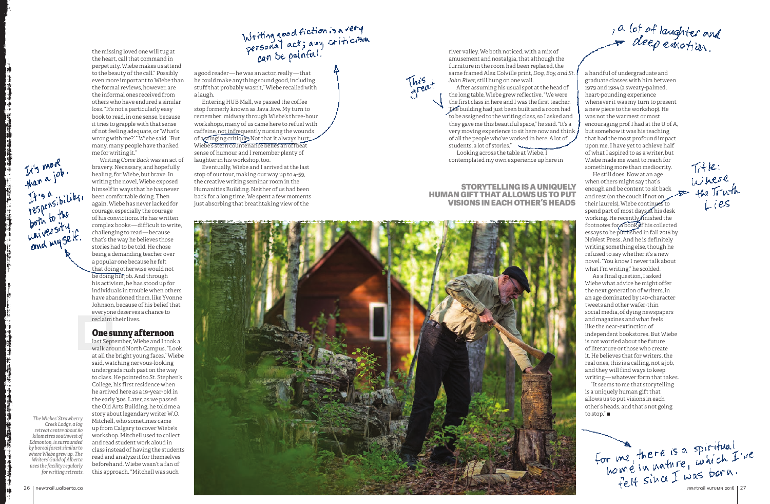the missing loved one will tug at the heart, call that command in perpetuity. Wiebe makes us attend to the beauty of the call." Possibly even more important to Wiebe than the formal reviews, however, are the informal ones received from others who have endured a similar loss. "It's not a particularly easy book to read, in one sense, because it tries to grapple with that sense of not feeling adequate, or 'What's wrong with me?' " Wiebe said. "But many, many people have thanked me for writing it."

Writing *Come Back* was an act of bravery. Necessary, and hopefully healing, for Wiebe, but brave. In writing the novel, Wiebe exposed himself in ways that he has never been comfortable doing. Then again, Wiebe has never lacked for courage, especially the courage of his convictions. He has written complex books — difficult to write, challenging to read — because that's the way he believes those stories had to be told. He chose being a demanding teacher over a popular one because he felt that doing otherwise would not be doing his job. And through his activism, he has stood up for individuals in trouble when others have abandoned them, like Yvonne Johnson, because of his belief that everyone deserves a chance to reclaim their lives.

It's more than a job. It's a responsibility, both to the university and myself.

## One sunny afternoon

last September, Wiebe and I took a walk around North Campus. "Look at all the bright young faces," Wiebe said, watching nervous-looking undergrads rush past on the way to class. He pointed to St. Stephen's College, his first residence when he arrived here as a 19-year-old in the early '50s. Later, as we passed the Old Arts Building, he told me a story about legendary writer W.O. Mitchell, who sometimes came up from Calgary to cover Wiebe's workshop. Mitchell used to collect and read student work aloud in class instead of having the students read and analyze it for themselves beforehand. Wiebe wasn't a fan of this approach. "Mitchell was such a good reader — he was an actor, really — that he could make anything sound good, including stuff that probably wasn't," Wiebe recalled with a laugh.

Entering HUB Mall, we passed the coffee stop formerly known as Java Jive. My turn to remember: midway through Wiebe's three-hour workshops, many of us came here to refuel with caffeine, not infrequently nursing the wounds of a stinging critique. Not that it always hurt: Wiebe's stern countenance belies an offbeat sense of humour and I remember plenty of laughter in his workshop, too.

Writing good fiction is a very personal act; any criticism can be painful.

Eventually, Wiebe and I arrived at the last stop of our tour, making our way up to 4-59, the creative writing seminar room in the Humanities Building. Neither of us had been back for a long time. We spent a few moments just absorbing that breathtaking view of the river valley. We both noticed, with a mix of amusement and nostalgia, that although the furniture in the room had been replaced, the same framed Alex Colville print, *Dog, Boy, and St. John River*, still hung on one wall.

After assuming his usual spot at the head of the long table, Wiebe grew reflective. "We were the first class in here and I was the first teacher. The building had just been built and a room had to be assigned to the writing class, so I asked and they gave me this beautiful space," he said. "It's a very moving experience to sit here now and think of all the people who've worked in here. A lot of students, a lot of stories."

This great

, a lot of laughter and deep emotion.

Looking across the table at Wiebe, I contemplated my own experience up here in a handful of undergraduate and graduate classes with him between 1979 and 1984 (a sweaty-palmed, heart-pounding experience whenever it was my turn to present a new piece to the workshop). He was not the warmest or most encouraging prof I had at the U of A, but somehow it was his teaching that had the most profound impact upon me. I have yet to achieve half of what I aspired to as a writer, but Wiebe made me want to reach for something more than mediocrity.

He still does. Now at an age when others might say that's enough and be content to sit back and rest (on the couch if not on their laurels), Wiebe continues to spend part of most days at his desk working. He recently finished the footnotes for a book of his collected essays to be published in fall 2016 by NeWest Press. And he is definitely writing something else, though he refused to say whether it's a new novel. "You know I never talk about what I'm writing," he scolded.

Title: Where the Truth Lies

As a final question, I asked Wiebe what advice he might offer the next generation of writers, in an age dominated by 140-character tweets and other wafer-thin social media, of dying newspapers and magazines and what feels like the near-extinction of independent bookstores. But Wiebe is not worried about the future of literature or those who create it. He believes that for writers, the real ones, this is a calling, not a job, and they will find ways to keep writing — whatever form that takes.

"It seems to me that storytelling is a uniquely human gift that allows us to put visions in each other's heads, and that's not going to stop." ■

For me, there is a spiritual home in nature, which I've felt since I was born.

**STORYTELLING IS A UNIQUELY HUMAN GIFT THAT ALLOWS US TO PUT VISIONS IN EACH OTHER'S HEADS**

*The Wiebes' Strawberry Creek Lodge, a log retreat centre about 80 kilometres southwest of Edmonton, is surrounded by boreal forest similar to where Wiebe grew up. The Writers' Guild of Alberta uses the facility regularly for writing retreats.*